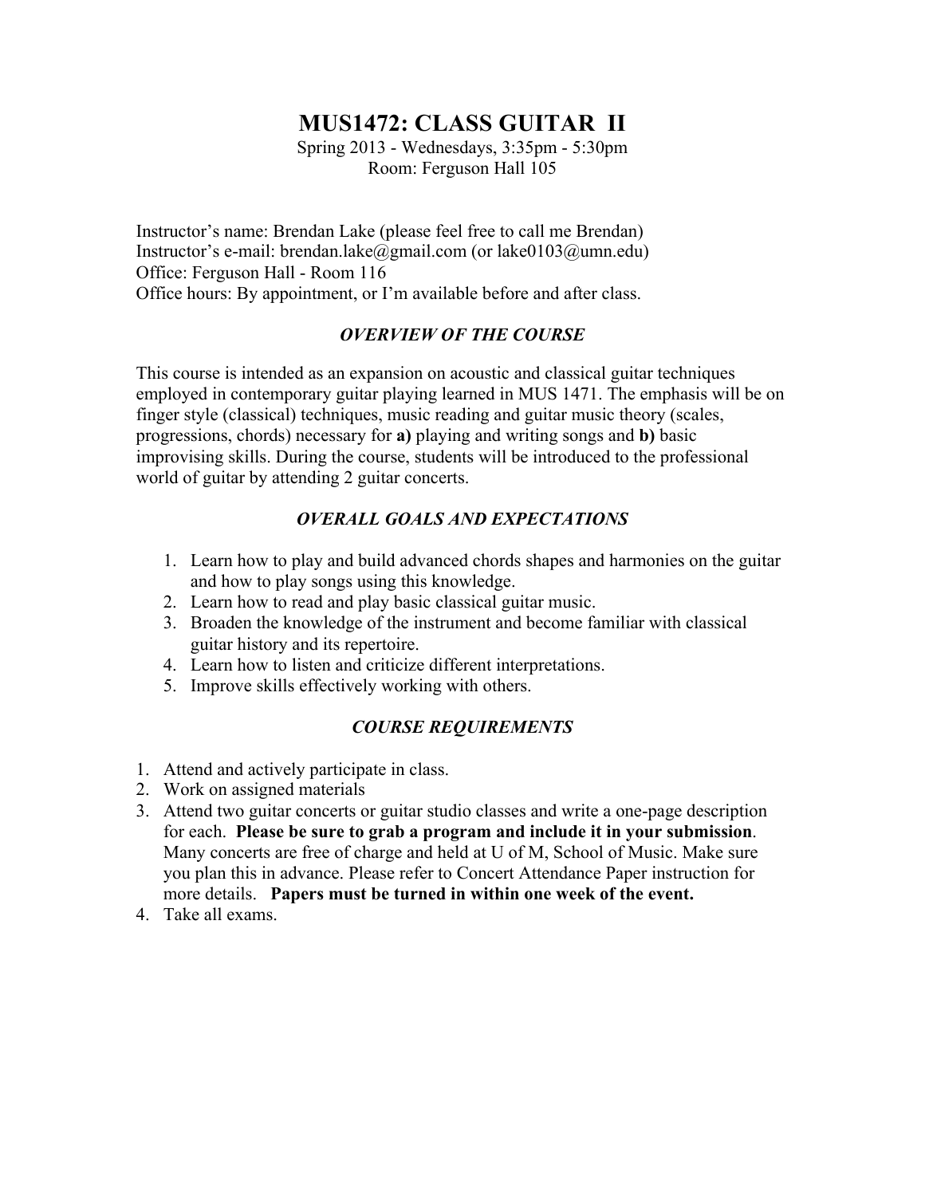# MUS1472: CLASS GUITAR II

Spring 2013 - Wednesdays, 3:35pm - 5:30pm
Room: Ferguson Hall 105

Instructor's name: Brendan Lake (please feel free to call me Brendan)
Instructor's e-mail: brendan.lake@gmail.com (or lake0103@umn.edu)
Office: Ferguson Hall - Room 116
Office hours: By appointment, or I'm available before and after class.

## *OVERVIEW OF THE COURSE*

This course is intended as an expansion on acoustic and classical guitar techniques employed in contemporary guitar playing learned in MUS 1471. The emphasis will be on finger style (classical) techniques, music reading and guitar music theory (scales, progressions, chords) necessary for **a)** playing and writing songs and **b)** basic improvising skills. During the course, students will be introduced to the professional world of guitar by attending 2 guitar concerts.

## *OVERALL GOALS AND EXPECTATIONS*

1. Learn how to play and build advanced chords shapes and harmonies on the guitar and how to play songs using this knowledge.
2. Learn how to read and play basic classical guitar music.
3. Broaden the knowledge of the instrument and become familiar with classical guitar history and its repertoire.
4. Learn how to listen and criticize different interpretations.
5. Improve skills effectively working with others.

## *COURSE REQUIREMENTS*

1. Attend and actively participate in class.
2. Work on assigned materials
3. Attend two guitar concerts or guitar studio classes and write a one-page description for each. **Please be sure to grab a program and include it in your submission**. Many concerts are free of charge and held at U of M, School of Music. Make sure you plan this in advance. Please refer to Concert Attendance Paper instruction for more details. **Papers must be turned in within one week of the event.**
4. Take all exams.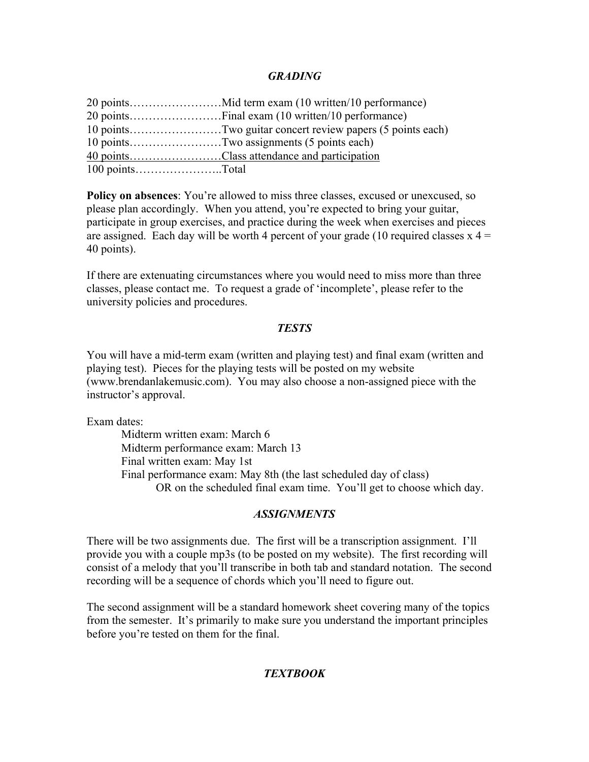## ***GRADING***

20 points……………………Mid term exam (10 written/10 performance)
20 points……………………Final exam (10 written/10 performance)
10 points……………………Two guitar concert review papers (5 points each)
10 points……………………Two assignments (5 points each)
<u>40 points……………………Class attendance and participation</u>
100 points…………………..Total

**Policy on absences**: You're allowed to miss three classes, excused or unexcused, so please plan accordingly. When you attend, you're expected to bring your guitar, participate in group exercises, and practice during the week when exercises and pieces are assigned. Each day will be worth 4 percent of your grade (10 required classes x 4 = 40 points).

If there are extenuating circumstances where you would need to miss more than three classes, please contact me. To request a grade of 'incomplete', please refer to the university policies and procedures.

## ***TESTS***

You will have a mid-term exam (written and playing test) and final exam (written and playing test). Pieces for the playing tests will be posted on my website (www.brendanlakemusic.com). You may also choose a non-assigned piece with the instructor's approval.

Exam dates:

- Midterm written exam: March 6
- Midterm performance exam: March 13
- Final written exam: May 1st
- Final performance exam: May 8th (the last scheduled day of class) OR on the scheduled final exam time. You'll get to choose which day.

## ***ASSIGNMENTS***

There will be two assignments due. The first will be a transcription assignment. I'll provide you with a couple mp3s (to be posted on my website). The first recording will consist of a melody that you'll transcribe in both tab and standard notation. The second recording will be a sequence of chords which you'll need to figure out.

The second assignment will be a standard homework sheet covering many of the topics from the semester. It's primarily to make sure you understand the important principles before you're tested on them for the final.

## ***TEXTBOOK***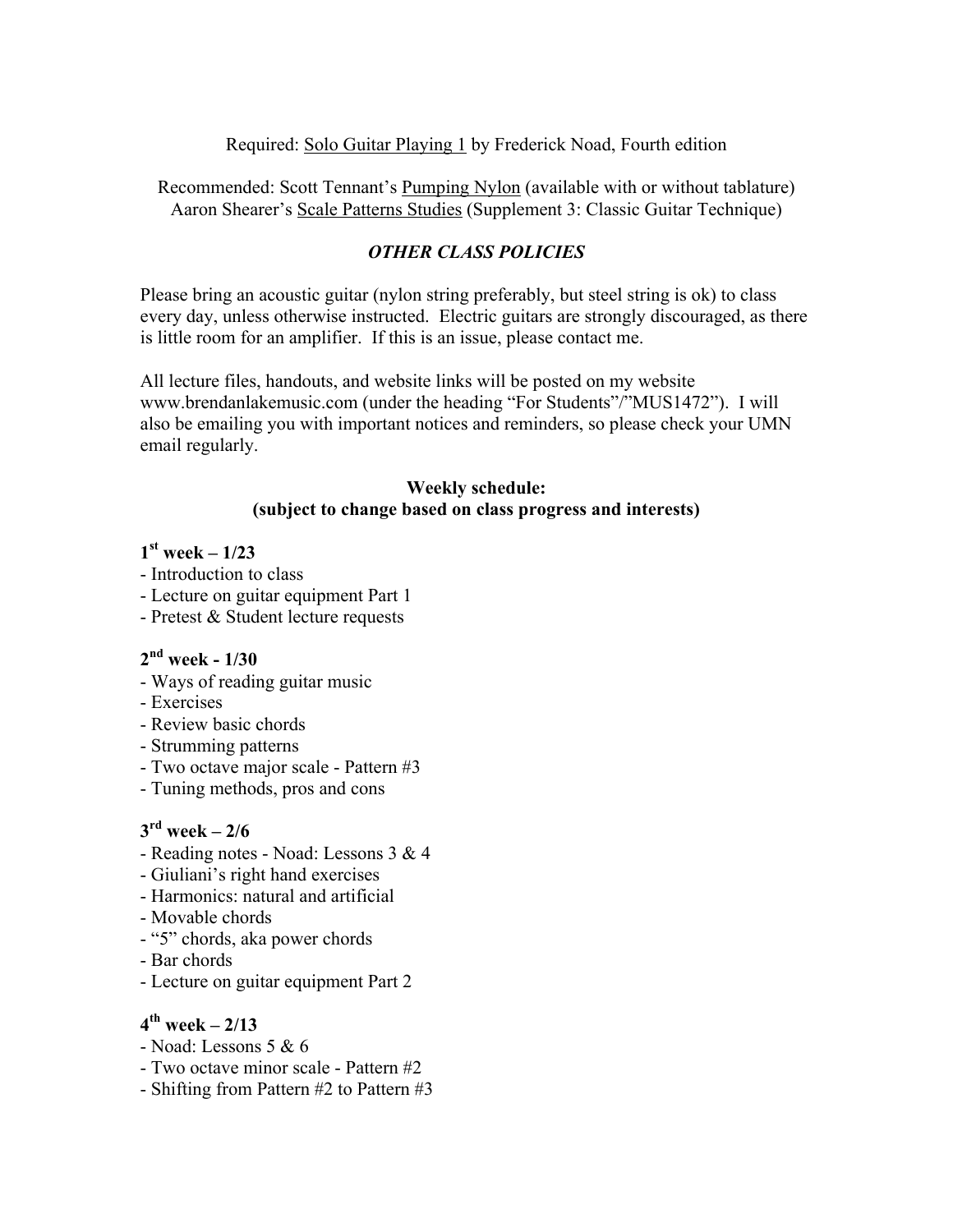Required: Solo Guitar Playing 1 by Frederick Noad, Fourth edition

Recommended: Scott Tennant's Pumping Nylon (available with or without tablature)
Aaron Shearer's Scale Patterns Studies (Supplement 3: Classic Guitar Technique)

### *OTHER CLASS POLICIES*

Please bring an acoustic guitar (nylon string preferably, but steel string is ok) to class every day, unless otherwise instructed. Electric guitars are strongly discouraged, as there is little room for an amplifier. If this is an issue, please contact me.

All lecture files, handouts, and website links will be posted on my website www.brendanlakemusic.com (under the heading "For Students"/"MUS1472"). I will also be emailing you with important notices and reminders, so please check your UMN email regularly.

**Weekly schedule:**
**(subject to change based on class progress and interests)**

**1st week – 1/23**
- Introduction to class
- Lecture on guitar equipment Part 1
- Pretest & Student lecture requests

**2nd week - 1/30**
- Ways of reading guitar music
- Exercises
- Review basic chords
- Strumming patterns
- Two octave major scale - Pattern #3
- Tuning methods, pros and cons

**3rd week – 2/6**
- Reading notes - Noad: Lessons 3 & 4
- Giuliani's right hand exercises
- Harmonics: natural and artificial
- Movable chords
- "5" chords, aka power chords
- Bar chords
- Lecture on guitar equipment Part 2

**4th week – 2/13**
- Noad: Lessons 5 & 6
- Two octave minor scale - Pattern #2
- Shifting from Pattern #2 to Pattern #3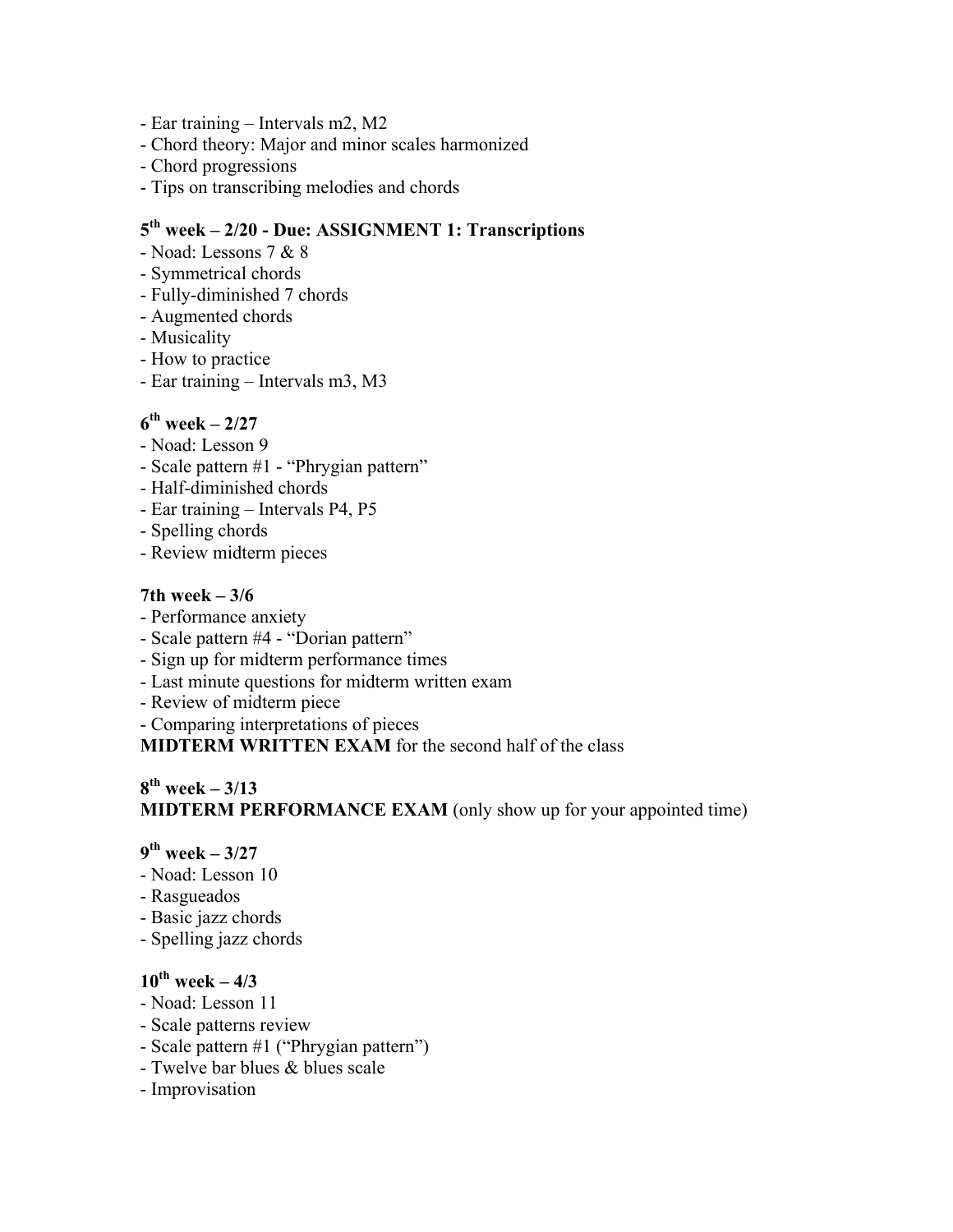- Ear training – Intervals m2, M2
- Chord theory: Major and minor scales harmonized
- Chord progressions
- Tips on transcribing melodies and chords

**5th week – 2/20 - Due: ASSIGNMENT 1: Transcriptions**

- Noad: Lessons 7 & 8
- Symmetrical chords
- Fully-diminished 7 chords
- Augmented chords
- Musicality
- How to practice
- Ear training – Intervals m3, M3

**6th week – 2/27**

- Noad: Lesson 9
- Scale pattern #1 - "Phrygian pattern"
- Half-diminished chords
- Ear training – Intervals P4, P5
- Spelling chords
- Review midterm pieces

**7th week – 3/6**

- Performance anxiety
- Scale pattern #4 - "Dorian pattern"
- Sign up for midterm performance times
- Last minute questions for midterm written exam
- Review of midterm piece
- Comparing interpretations of pieces

**MIDTERM WRITTEN EXAM** for the second half of the class

**8th week – 3/13**

**MIDTERM PERFORMANCE EXAM** (only show up for your appointed time)

**9th week – 3/27**

- Noad: Lesson 10
- Rasgueados
- Basic jazz chords
- Spelling jazz chords

**10th week – 4/3**

- Noad: Lesson 11
- Scale patterns review
- Scale pattern #1 ("Phrygian pattern")
- Twelve bar blues & blues scale
- Improvisation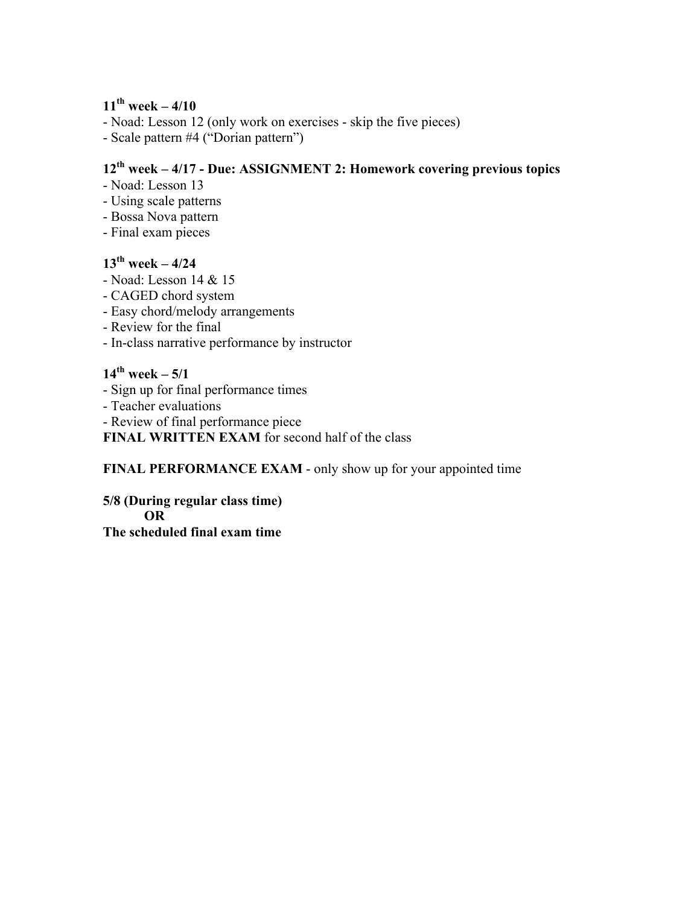**11th week – 4/10**

- Noad: Lesson 12 (only work on exercises - skip the five pieces)
- Scale pattern #4 ("Dorian pattern")

**12th week – 4/17 - Due: ASSIGNMENT 2: Homework covering previous topics**

- Noad: Lesson 13
- Using scale patterns
- Bossa Nova pattern
- Final exam pieces

**13th week – 4/24**

- Noad: Lesson 14 & 15
- CAGED chord system
- Easy chord/melody arrangements
- Review for the final
- In-class narrative performance by instructor

**14th week – 5/1**

- Sign up for final performance times
- Teacher evaluations
- Review of final performance piece

**FINAL WRITTEN EXAM** for second half of the class

**FINAL PERFORMANCE EXAM** - only show up for your appointed time

**5/8 (During regular class time)**
**OR**
**The scheduled final exam time**